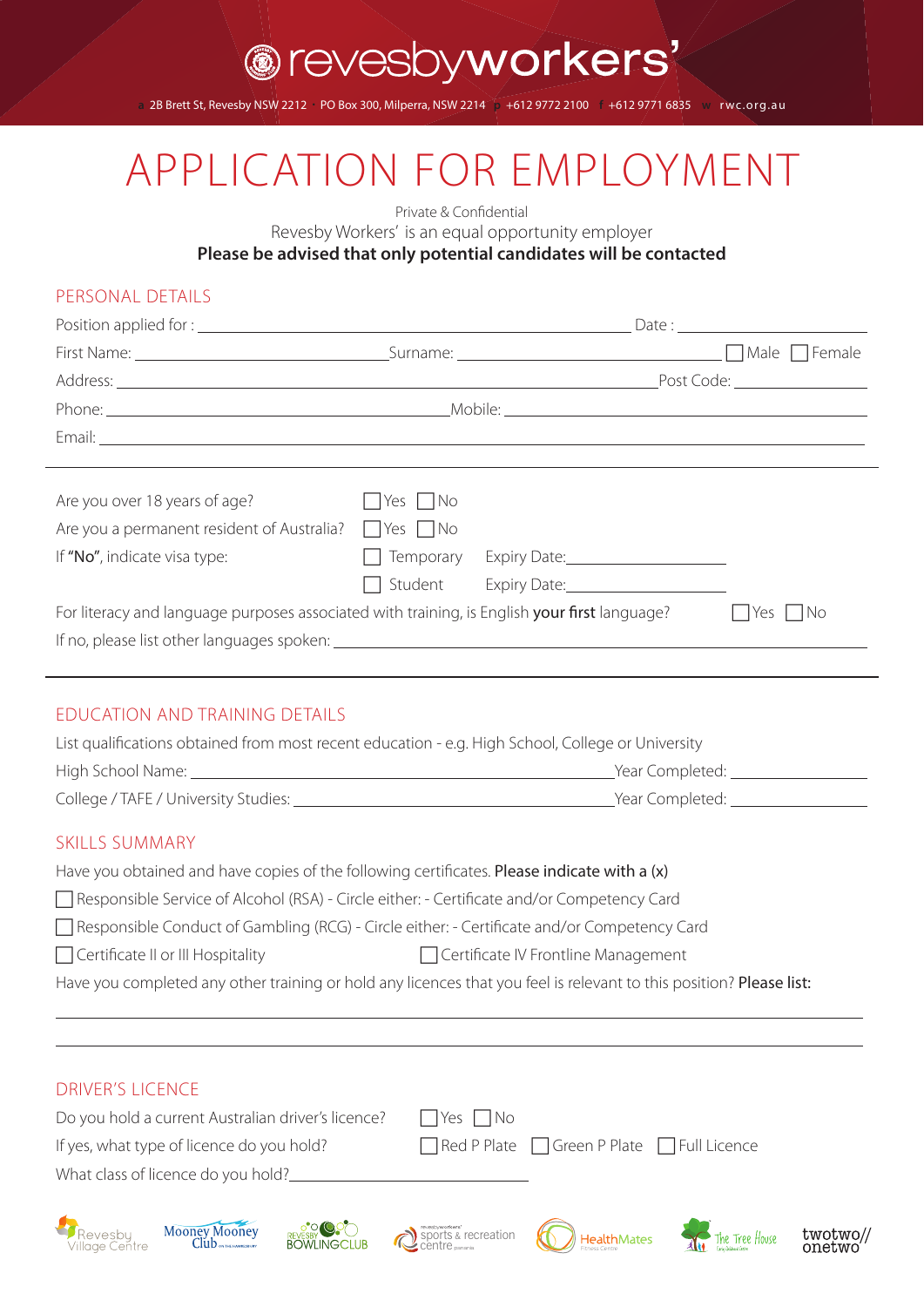# revesbyworkers'

a 2B Brett St, Revesby NSW 2212 PO Box 300, Milperra, NSW 2214 p +612 9772 2100 f +612 9771 6835 w rwc.org.au

# APPLICATION FOR EMPLOYMENT

Private & Confidential

Revesby Workers' is an equal opportunity employer

**Please be advised that only potential candidates will be contacted**

## PERSONAL DETAILS

Position applied for : \_\_\_\_\_\_\_\_\_\_\_\_\_\_\_\_\_\_\_\_ Date : \_\_\_\_\_\_\_\_\_\_

First Name: \_\_\_\_\_\_\_\_\_\_\_\_\_\_\_ Surname: \_\_\_\_\_\_\_\_\_\_\_\_\_\_\_ ☐ Male ☐ Female

Address: \_\_\_\_\_\_\_\_\_\_\_\_\_\_\_\_\_\_\_\_\_\_\_\_\_\_\_\_\_\_ Post Code: \_\_\_\_\_\_\_\_\_\_

Phone: \_\_\_\_\_\_\_\_\_\_\_\_\_\_\_\_\_\_\_\_ Mobile: \_\_\_\_\_\_\_\_\_\_\_\_\_\_\_\_\_\_\_\_

Email: \_\_\_\_\_\_\_\_\_\_\_\_\_\_\_\_\_\_\_\_\_\_\_\_\_\_\_\_\_\_\_\_\_\_\_\_\_\_\_\_

---

Are you over 18 years of age? ☐ Yes ☐ No

Are you a permanent resident of Australia? ☐ Yes ☐ No

If **"No"**, indicate visa type: ☐ Temporary Expiry Date: \_\_\_\_\_\_\_\_\_\_

☐ Student Expiry Date: \_\_\_\_\_\_\_\_\_\_

For literacy and language purposes associated with training, is English **your first** language? ☐ Yes ☐ No

If no, please list other languages spoken: \_\_\_\_\_\_\_\_\_\_\_\_\_\_\_\_\_\_\_\_\_\_\_\_\_\_\_\_\_\_

---

## EDUCATION AND TRAINING DETAILS

List qualifications obtained from most recent education - e.g. High School, College or University

High School Name: \_\_\_\_\_\_\_\_\_\_\_\_\_\_\_\_\_\_\_\_\_\_\_\_\_\_\_\_\_\_ Year Completed: \_\_\_\_\_\_\_\_\_\_

College / TAFE / University Studies: \_\_\_\_\_\_\_\_\_\_\_\_\_\_\_\_\_\_\_\_ Year Completed: \_\_\_\_\_\_\_\_\_\_

## SKILLS SUMMARY

Have you obtained and have copies of the following certificates. **Please indicate with a (x)**

☐ Responsible Service of Alcohol (RSA) - Circle either: - Certificate and/or Competency Card

☐ Responsible Conduct of Gambling (RCG) - Circle either: - Certificate and/or Competency Card

☐ Certificate II or III Hospitality ☐ Certificate IV Frontline Management

Have you completed any other training or hold any licences that you feel is relevant to this position? **Please list:**

\_\_\_\_\_\_\_\_\_\_\_\_\_\_\_\_\_\_\_\_\_\_\_\_\_\_\_\_\_\_\_\_\_\_\_\_\_\_\_\_\_\_\_\_\_\_\_\_

\_\_\_\_\_\_\_\_\_\_\_\_\_\_\_\_\_\_\_\_\_\_\_\_\_\_\_\_\_\_\_\_\_\_\_\_\_\_\_\_\_\_\_\_\_\_\_\_

## DRIVER'S LICENCE

Do you hold a current Australian driver's licence? ☐ Yes ☐ No

If yes, what type of licence do you hold? ☐ Red P Plate ☐ Green P Plate ☐ Full Licence

What class of licence do you hold? \_\_\_\_\_\_\_\_\_\_\_\_\_\_\_\_\_\_\_\_

Revesby Village Centre | Mooney Mooney Club | Revesby Bowling Club | revesbyworkers' sports & recreation centre | HealthMates | The Tree House | twotwo// onetwo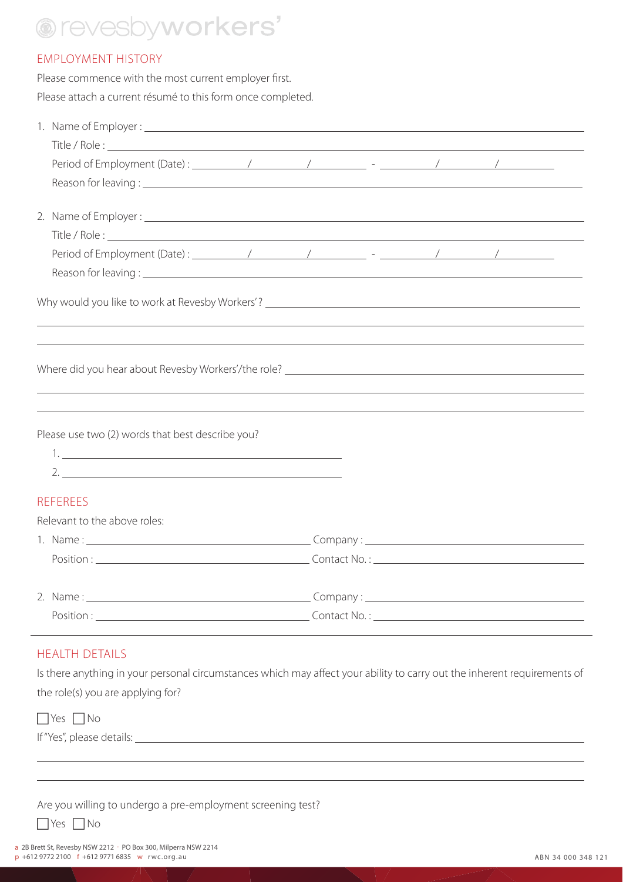## EMPLOYMENT HISTORY

Please commence with the most current employer first.

Please attach a current résumé to this form once completed.

1. Name of Employer : ______________________________

   Title / Role : ______________________________

   Period of Employment (Date) : ______ / ______ / ______ - ______ / ______ / ______

   Reason for leaving : ______________________________

2. Name of Employer : ______________________________

   Title / Role : ______________________________

   Period of Employment (Date) : ______ / ______ / ______ - ______ / ______ / ______

   Reason for leaving : ______________________________

Why would you like to work at Revesby Workers'? ______________________________

______________________________

______________________________

Where did you hear about Revesby Workers'/the role? ______________________________

______________________________

______________________________

Please use two (2) words that best describe you?

1. ______________________________
2. ______________________________

## REFEREES

Relevant to the above roles:

1. Name : ____________________ Company : ____________________

   Position : ____________________ Contact No. : ____________________

2. Name : ____________________ Company : ____________________

   Position : ____________________ Contact No. : ____________________

## HEALTH DETAILS

Is there anything in your personal circumstances which may affect your ability to carry out the inherent requirements of the role(s) you are applying for?

☐ Yes ☐ No

If "Yes", please details: ______________________________

______________________________

______________________________

Are you willing to undergo a pre-employment screening test?

☐ Yes ☐ No

a 2B Brett St, Revesby NSW 2212 · PO Box 300, Milperra NSW 2214
p +612 9772 2100 f +612 9771 6835 w rwc.org.au

ABN 34 000 348 121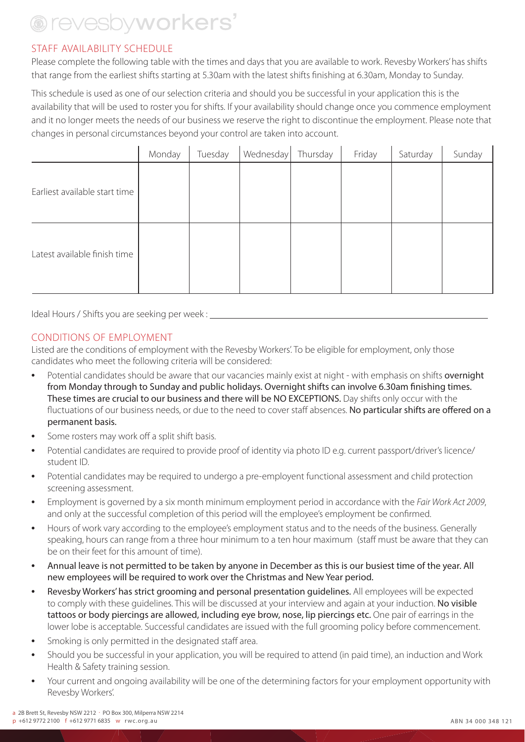# revesbyworkers'

## STAFF AVAILABILITY SCHEDULE

Please complete the following table with the times and days that you are available to work. Revesby Workers' has shifts that range from the earliest shifts starting at 5.30am with the latest shifts finishing at 6.30am, Monday to Sunday.

This schedule is used as one of our selection criteria and should you be successful in your application this is the availability that will be used to roster you for shifts. If your availability should change once you commence employment and it no longer meets the needs of our business we reserve the right to discontinue the employment. Please note that changes in personal circumstances beyond your control are taken into account.

| | Monday | Tuesday | Wednesday | Thursday | Friday | Saturday | Sunday |
|---|---|---|---|---|---|---|---|
| Earliest available start time | | | | | | | |
| Latest available finish time | | | | | | | |

Ideal Hours / Shifts you are seeking per week : ______________________________

## CONDITIONS OF EMPLOYMENT

Listed are the conditions of employment with the Revesby Workers'. To be eligible for employment, only those candidates who meet the following criteria will be considered:

- Potential candidates should be aware that our vacancies mainly exist at night - with emphasis on shifts **overnight from Monday through to Sunday and public holidays. Overnight shifts can involve 6.30am finishing times. These times are crucial to our business and there will be NO EXCEPTIONS.** Day shifts only occur with the fluctuations of our business needs, or due to the need to cover staff absences. **No particular shifts are offered on a permanent basis.**
- Some rosters may work off a split shift basis.
- Potential candidates are required to provide proof of identity via photo ID e.g. current passport/driver's licence/ student ID.
- Potential candidates may be required to undergo a pre-employent functional assessment and child protection screening assessment.
- Employment is governed by a six month minimum employment period in accordance with the *Fair Work Act 2009*, and only at the successful completion of this period will the employee's employment be confirmed.
- Hours of work vary according to the employee's employment status and to the needs of the business. Generally speaking, hours can range from a three hour minimum to a ten hour maximum (staff must be aware that they can be on their feet for this amount of time).
- **Annual leave is not permitted to be taken by anyone in December as this is our busiest time of the year. All new employees will be required to work over the Christmas and New Year period.**
- **Revesby Workers' has strict grooming and personal presentation guidelines.** All employees will be expected to comply with these guidelines. This will be discussed at your interview and again at your induction. **No visible tattoos or body piercings are allowed, including eye brow, nose, lip piercings etc.** One pair of earrings in the lower lobe is acceptable. Successful candidates are issued with the full grooming policy before commencement.
- Smoking is only permitted in the designated staff area.
- Should you be successful in your application, you will be required to attend (in paid time), an induction and Work Health & Safety training session.
- Your current and ongoing availability will be one of the determining factors for your employment opportunity with Revesby Workers'.

a 2B Brett St, Revesby NSW 2212 · PO Box 300, Milperra NSW 2214
p +612 9772 2100 f +612 9771 6835 w rwc.org.au

ABN 34 000 348 121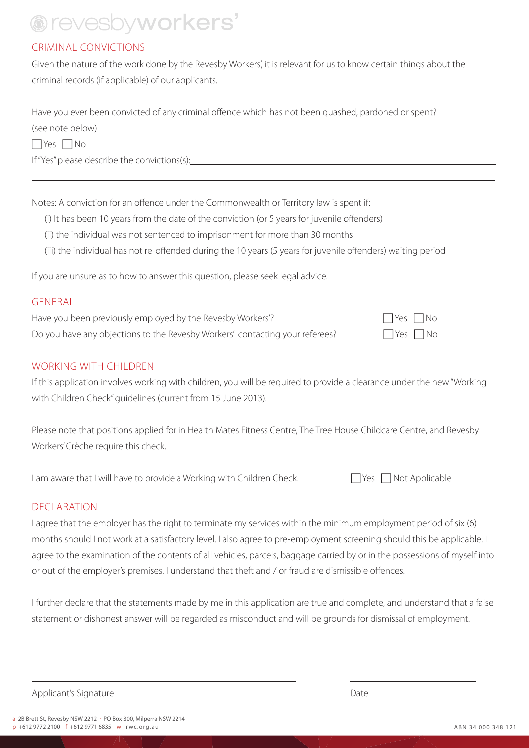# revesbyworkers'

## CRIMINAL CONVICTIONS

Given the nature of the work done by the Revesby Workers', it is relevant for us to know certain things about the criminal records (if applicable) of our applicants.

Have you ever been convicted of any criminal offence which has not been quashed, pardoned or spent? (see note below)

☐ Yes ☐ No

If "Yes" please describe the convictions(s): ______________________________________________

______________________________________________

Notes: A conviction for an offence under the Commonwealth or Territory law is spent if:

(i) It has been 10 years from the date of the conviction (or 5 years for juvenile offenders)

(ii) the individual was not sentenced to imprisonment for more than 30 months

(iii) the individual has not re-offended during the 10 years (5 years for juvenile offenders) waiting period

If you are unsure as to how to answer this question, please seek legal advice.

## GENERAL

Have you been previously employed by the Revesby Workers'? ☐ Yes ☐ No

Do you have any objections to the Revesby Workers' contacting your referees? ☐ Yes ☐ No

## WORKING WITH CHILDREN

If this application involves working with children, you will be required to provide a clearance under the new "Working with Children Check" guidelines (current from 15 June 2013).

Please note that positions applied for in Health Mates Fitness Centre, The Tree House Childcare Centre, and Revesby Workers' Crèche require this check.

I am aware that I will have to provide a Working with Children Check. ☐ Yes ☐ Not Applicable

## DECLARATION

I agree that the employer has the right to terminate my services within the minimum employment period of six (6) months should I not work at a satisfactory level. I also agree to pre-employment screening should this be applicable. I agree to the examination of the contents of all vehicles, parcels, baggage carried by or in the possessions of myself into or out of the employer's premises. I understand that theft and / or fraud are dismissible offences.

I further declare that the statements made by me in this application are true and complete, and understand that a false statement or dishonest answer will be regarded as misconduct and will be grounds for dismissal of employment.

______________________________ ______________

Applicant's Signature Date

a 2B Brett St, Revesby NSW 2212 · PO Box 300, Milperra NSW 2214
p +612 9772 2100 f +612 9771 6835 w rwc.org.au

ABN 34 000 348 121